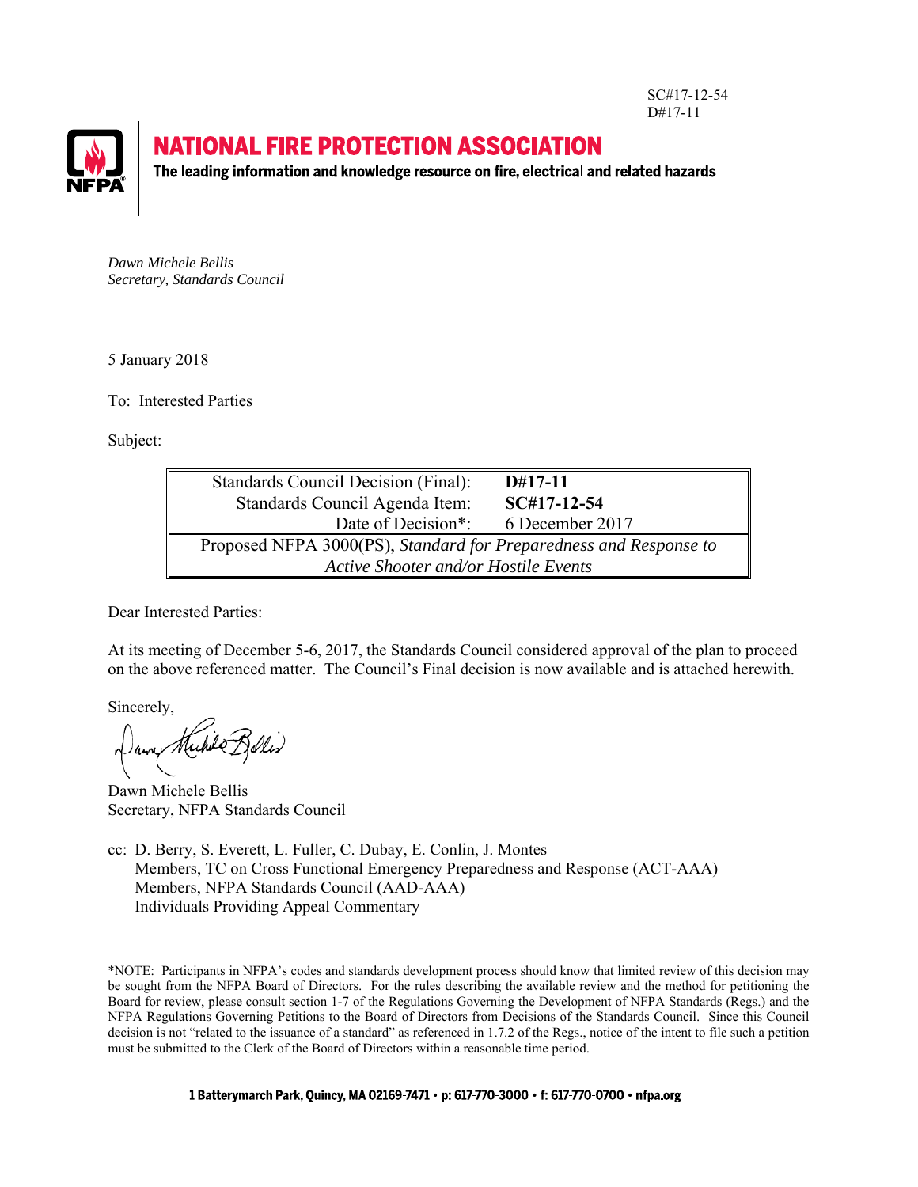SC#17-12-54
D#17-11

# NATIONAL FIRE PROTECTION ASSOCIATION

**The leading information and knowledge resource on fire, electrical and related hazards**

*Dawn Michele Bellis*
*Secretary, Standards Council*

5 January 2018

To: Interested Parties

Subject:

| Standards Council Decision (Final): | **D#17-11** |
|---|---|
| Standards Council Agenda Item: | **SC#17-12-54** |
| Date of Decision*: | 6 December 2017 |
| Proposed NFPA 3000(PS), *Standard for Preparedness and Response to Active Shooter and/or Hostile Events* | |

Dear Interested Parties:

At its meeting of December 5-6, 2017, the Standards Council considered approval of the plan to proceed on the above referenced matter. The Council's Final decision is now available and is attached herewith.

Sincerely,

Dawn Michele Bellis
Secretary, NFPA Standards Council

cc: D. Berry, S. Everett, L. Fuller, C. Dubay, E. Conlin, J. Montes
Members, TC on Cross Functional Emergency Preparedness and Response (ACT-AAA)
Members, NFPA Standards Council (AAD-AAA)
Individuals Providing Appeal Commentary

---

*NOTE: Participants in NFPA's codes and standards development process should know that limited review of this decision may be sought from the NFPA Board of Directors. For the rules describing the available review and the method for petitioning the Board for review, please consult section 1-7 of the Regulations Governing the Development of NFPA Standards (Regs.) and the NFPA Regulations Governing Petitions to the Board of Directors from Decisions of the Standards Council. Since this Council decision is not "related to the issuance of a standard" as referenced in 1.7.2 of the Regs., notice of the intent to file such a petition must be submitted to the Clerk of the Board of Directors within a reasonable time period.

1 Batterymarch Park, Quincy, MA 02169-7471 • p: 617-770-3000 • f: 617-770-0700 • nfpa.org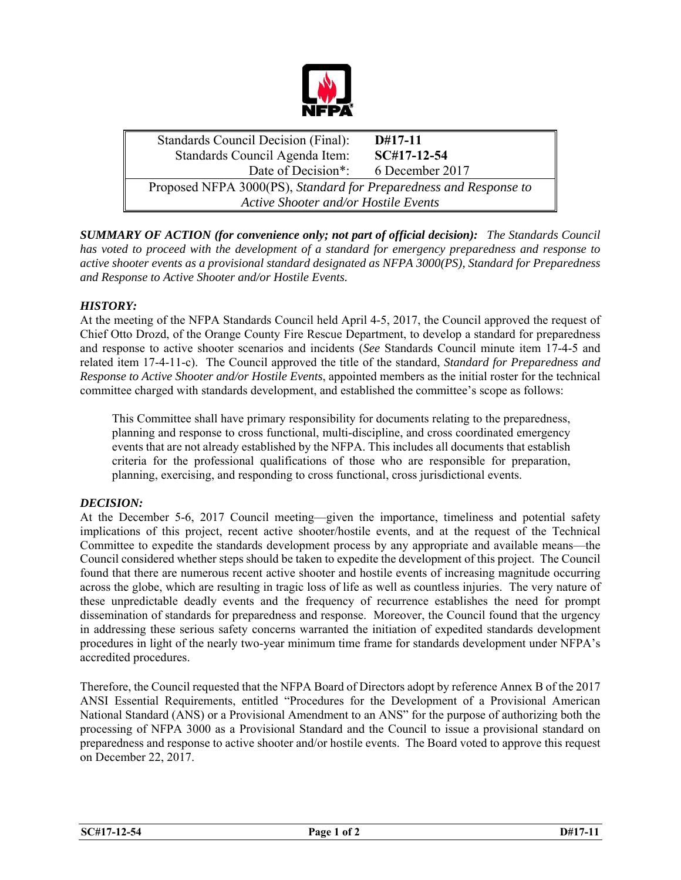| Standards Council Decision (Final): | **D#17-11** |
|---|---|
| Standards Council Agenda Item: | **SC#17-12-54** |
| Date of Decision*: | 6 December 2017 |
| Proposed NFPA 3000(PS), *Standard for Preparedness and Response to Active Shooter and/or Hostile Events* | |

***SUMMARY OF ACTION (for convenience only; not part of official decision):*** *The Standards Council has voted to proceed with the development of a standard for emergency preparedness and response to active shooter events as a provisional standard designated as NFPA 3000(PS), Standard for Preparedness and Response to Active Shooter and/or Hostile Events.*

***HISTORY:***

At the meeting of the NFPA Standards Council held April 4-5, 2017, the Council approved the request of Chief Otto Drozd, of the Orange County Fire Rescue Department, to develop a standard for preparedness and response to active shooter scenarios and incidents (*See* Standards Council minute item 17-4-5 and related item 17-4-11-c). The Council approved the title of the standard, *Standard for Preparedness and Response to Active Shooter and/or Hostile Events*, appointed members as the initial roster for the technical committee charged with standards development, and established the committee's scope as follows:

> This Committee shall have primary responsibility for documents relating to the preparedness, planning and response to cross functional, multi-discipline, and cross coordinated emergency events that are not already established by the NFPA. This includes all documents that establish criteria for the professional qualifications of those who are responsible for preparation, planning, exercising, and responding to cross functional, cross jurisdictional events.

***DECISION:***

At the December 5-6, 2017 Council meeting—given the importance, timeliness and potential safety implications of this project, recent active shooter/hostile events, and at the request of the Technical Committee to expedite the standards development process by any appropriate and available means—the Council considered whether steps should be taken to expedite the development of this project. The Council found that there are numerous recent active shooter and hostile events of increasing magnitude occurring across the globe, which are resulting in tragic loss of life as well as countless injuries. The very nature of these unpredictable deadly events and the frequency of recurrence establishes the need for prompt dissemination of standards for preparedness and response. Moreover, the Council found that the urgency in addressing these serious safety concerns warranted the initiation of expedited standards development procedures in light of the nearly two-year minimum time frame for standards development under NFPA's accredited procedures.

Therefore, the Council requested that the NFPA Board of Directors adopt by reference Annex B of the 2017 ANSI Essential Requirements, entitled "Procedures for the Development of a Provisional American National Standard (ANS) or a Provisional Amendment to an ANS" for the purpose of authorizing both the processing of NFPA 3000 as a Provisional Standard and the Council to issue a provisional standard on preparedness and response to active shooter and/or hostile events. The Board voted to approve this request on December 22, 2017.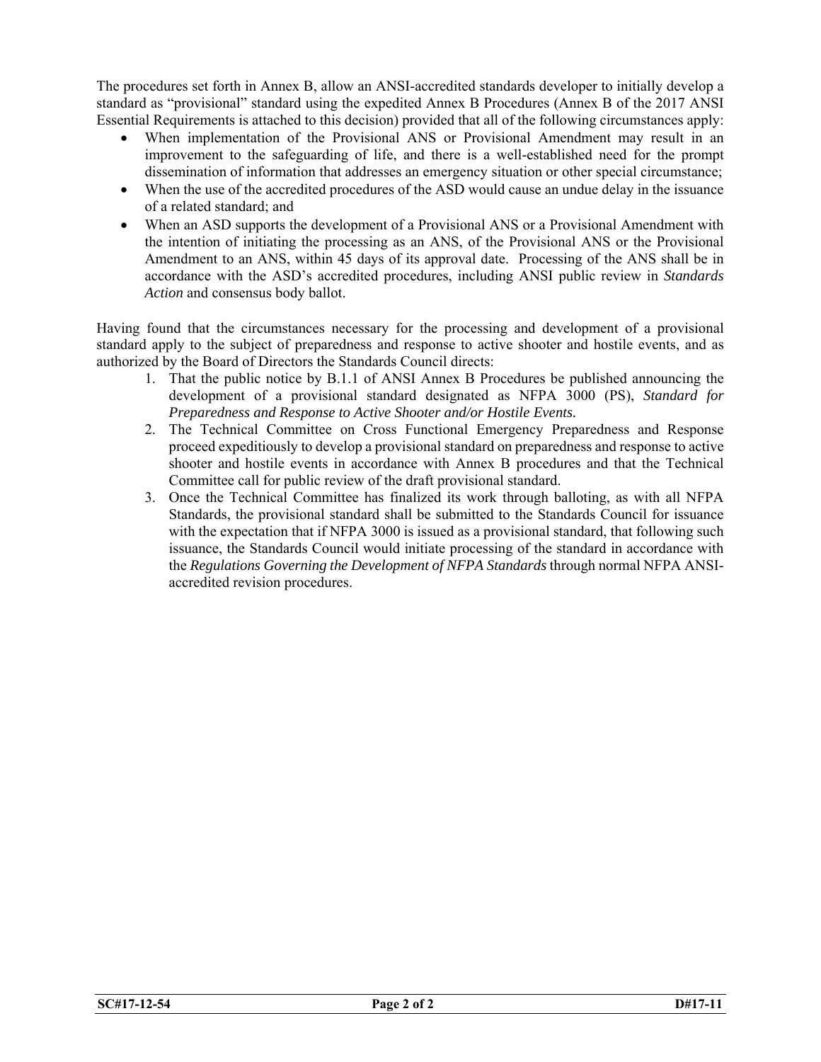The procedures set forth in Annex B, allow an ANSI-accredited standards developer to initially develop a standard as "provisional" standard using the expedited Annex B Procedures (Annex B of the 2017 ANSI Essential Requirements is attached to this decision) provided that all of the following circumstances apply:

- When implementation of the Provisional ANS or Provisional Amendment may result in an improvement to the safeguarding of life, and there is a well-established need for the prompt dissemination of information that addresses an emergency situation or other special circumstance;
- When the use of the accredited procedures of the ASD would cause an undue delay in the issuance of a related standard; and
- When an ASD supports the development of a Provisional ANS or a Provisional Amendment with the intention of initiating the processing as an ANS, of the Provisional ANS or the Provisional Amendment to an ANS, within 45 days of its approval date. Processing of the ANS shall be in accordance with the ASD's accredited procedures, including ANSI public review in *Standards Action* and consensus body ballot.

Having found that the circumstances necessary for the processing and development of a provisional standard apply to the subject of preparedness and response to active shooter and hostile events, and as authorized by the Board of Directors the Standards Council directs:

1. That the public notice by B.1.1 of ANSI Annex B Procedures be published announcing the development of a provisional standard designated as NFPA 3000 (PS), *Standard for Preparedness and Response to Active Shooter and/or Hostile Events.*
2. The Technical Committee on Cross Functional Emergency Preparedness and Response proceed expeditiously to develop a provisional standard on preparedness and response to active shooter and hostile events in accordance with Annex B procedures and that the Technical Committee call for public review of the draft provisional standard.
3. Once the Technical Committee has finalized its work through balloting, as with all NFPA Standards, the provisional standard shall be submitted to the Standards Council for issuance with the expectation that if NFPA 3000 is issued as a provisional standard, that following such issuance, the Standards Council would initiate processing of the standard in accordance with the *Regulations Governing the Development of NFPA Standards* through normal NFPA ANSI-accredited revision procedures.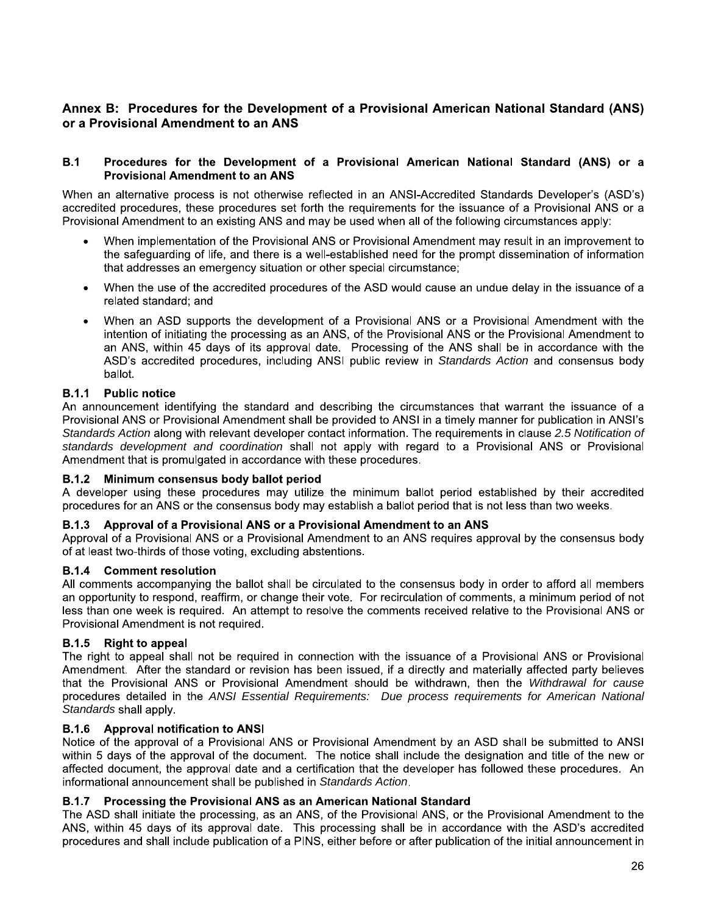# Annex B: Procedures for the Development of a Provisional American National Standard (ANS) or a Provisional Amendment to an ANS

## B.1 Procedures for the Development of a Provisional American National Standard (ANS) or a Provisional Amendment to an ANS

When an alternative process is not otherwise reflected in an ANSI-Accredited Standards Developer's (ASD's) accredited procedures, these procedures set forth the requirements for the issuance of a Provisional ANS or a Provisional Amendment to an existing ANS and may be used when all of the following circumstances apply:

- When implementation of the Provisional ANS or Provisional Amendment may result in an improvement to the safeguarding of life, and there is a well-established need for the prompt dissemination of information that addresses an emergency situation or other special circumstance;
- When the use of the accredited procedures of the ASD would cause an undue delay in the issuance of a related standard; and
- When an ASD supports the development of a Provisional ANS or a Provisional Amendment with the intention of initiating the processing as an ANS, of the Provisional ANS or the Provisional Amendment to an ANS, within 45 days of its approval date. Processing of the ANS shall be in accordance with the ASD's accredited procedures, including ANSI public review in *Standards Action* and consensus body ballot.

### B.1.1 Public notice

An announcement identifying the standard and describing the circumstances that warrant the issuance of a Provisional ANS or Provisional Amendment shall be provided to ANSI in a timely manner for publication in ANSI's *Standards Action* along with relevant developer contact information. The requirements in clause *2.5 Notification of standards development and coordination* shall not apply with regard to a Provisional ANS or Provisional Amendment that is promulgated in accordance with these procedures.

### B.1.2 Minimum consensus body ballot period

A developer using these procedures may utilize the minimum ballot period established by their accredited procedures for an ANS or the consensus body may establish a ballot period that is not less than two weeks.

### B.1.3 Approval of a Provisional ANS or a Provisional Amendment to an ANS

Approval of a Provisional ANS or a Provisional Amendment to an ANS requires approval by the consensus body of at least two-thirds of those voting, excluding abstentions.

### B.1.4 Comment resolution

All comments accompanying the ballot shall be circulated to the consensus body in order to afford all members an opportunity to respond, reaffirm, or change their vote. For recirculation of comments, a minimum period of not less than one week is required. An attempt to resolve the comments received relative to the Provisional ANS or Provisional Amendment is not required.

### B.1.5 Right to appeal

The right to appeal shall not be required in connection with the issuance of a Provisional ANS or Provisional Amendment. After the standard or revision has been issued, if a directly and materially affected party believes that the Provisional ANS or Provisional Amendment should be withdrawn, then the *Withdrawal for cause* procedures detailed in the *ANSI Essential Requirements: Due process requirements for American National Standards* shall apply.

### B.1.6 Approval notification to ANSI

Notice of the approval of a Provisional ANS or Provisional Amendment by an ASD shall be submitted to ANSI within 5 days of the approval of the document. The notice shall include the designation and title of the new or affected document, the approval date and a certification that the developer has followed these procedures. An informational announcement shall be published in *Standards Action*.

### B.1.7 Processing the Provisional ANS as an American National Standard

The ASD shall initiate the processing, as an ANS, of the Provisional ANS, or the Provisional Amendment to the ANS, within 45 days of its approval date. This processing shall be in accordance with the ASD's accredited procedures and shall include publication of a PINS, either before or after publication of the initial announcement in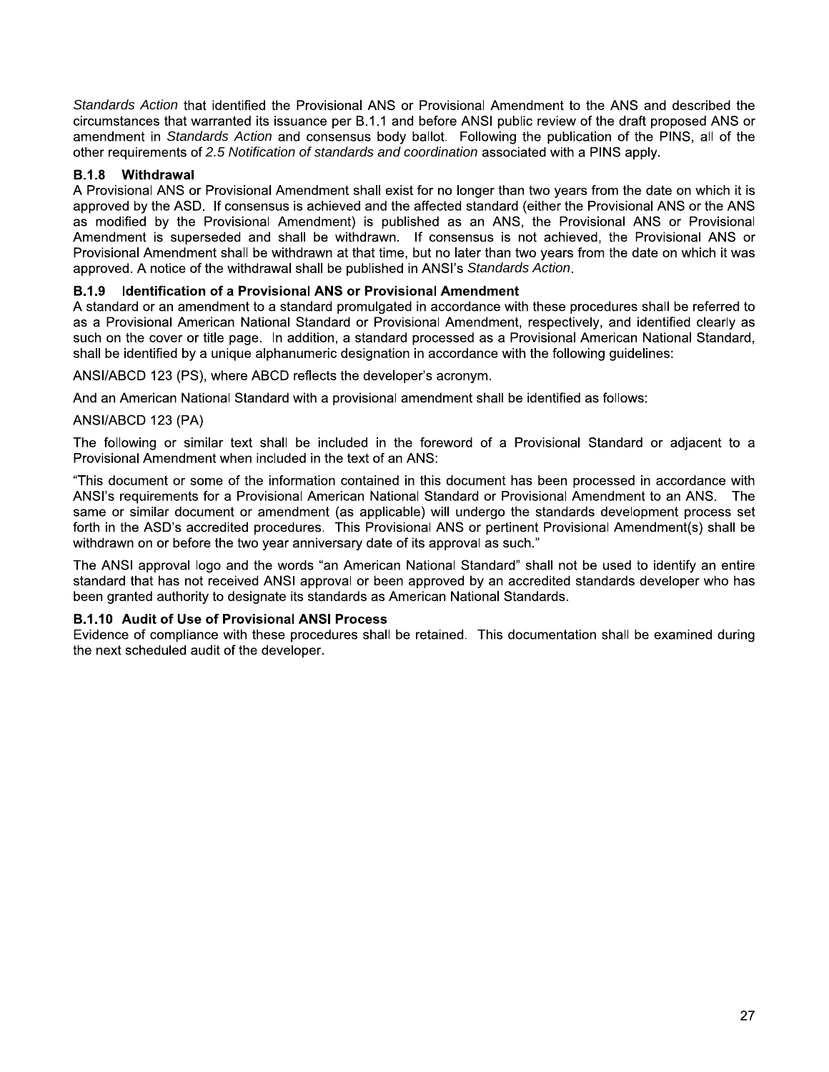*Standards Action* that identified the Provisional ANS or Provisional Amendment to the ANS and described the circumstances that warranted its issuance per B.1.1 and before ANSI public review of the draft proposed ANS or amendment in *Standards Action* and consensus body ballot. Following the publication of the PINS, all of the other requirements of *2.5 Notification of standards and coordination* associated with a PINS apply.

### B.1.8 Withdrawal

A Provisional ANS or Provisional Amendment shall exist for no longer than two years from the date on which it is approved by the ASD. If consensus is achieved and the affected standard (either the Provisional ANS or the ANS as modified by the Provisional Amendment) is published as an ANS, the Provisional ANS or Provisional Amendment is superseded and shall be withdrawn. If consensus is not achieved, the Provisional ANS or Provisional Amendment shall be withdrawn at that time, but no later than two years from the date on which it was approved. A notice of the withdrawal shall be published in ANSI's *Standards Action*.

### B.1.9 Identification of a Provisional ANS or Provisional Amendment

A standard or an amendment to a standard promulgated in accordance with these procedures shall be referred to as a Provisional American National Standard or Provisional Amendment, respectively, and identified clearly as such on the cover or title page. In addition, a standard processed as a Provisional American National Standard, shall be identified by a unique alphanumeric designation in accordance with the following guidelines:

ANSI/ABCD 123 (PS), where ABCD reflects the developer's acronym.

And an American National Standard with a provisional amendment shall be identified as follows:

ANSI/ABCD 123 (PA)

The following or similar text shall be included in the foreword of a Provisional Standard or adjacent to a Provisional Amendment when included in the text of an ANS:

"This document or some of the information contained in this document has been processed in accordance with ANSI's requirements for a Provisional American National Standard or Provisional Amendment to an ANS. The same or similar document or amendment (as applicable) will undergo the standards development process set forth in the ASD's accredited procedures. This Provisional ANS or pertinent Provisional Amendment(s) shall be withdrawn on or before the two year anniversary date of its approval as such."

The ANSI approval logo and the words "an American National Standard" shall not be used to identify an entire standard that has not received ANSI approval or been approved by an accredited standards developer who has been granted authority to designate its standards as American National Standards.

### B.1.10 Audit of Use of Provisional ANSI Process

Evidence of compliance with these procedures shall be retained. This documentation shall be examined during the next scheduled audit of the developer.